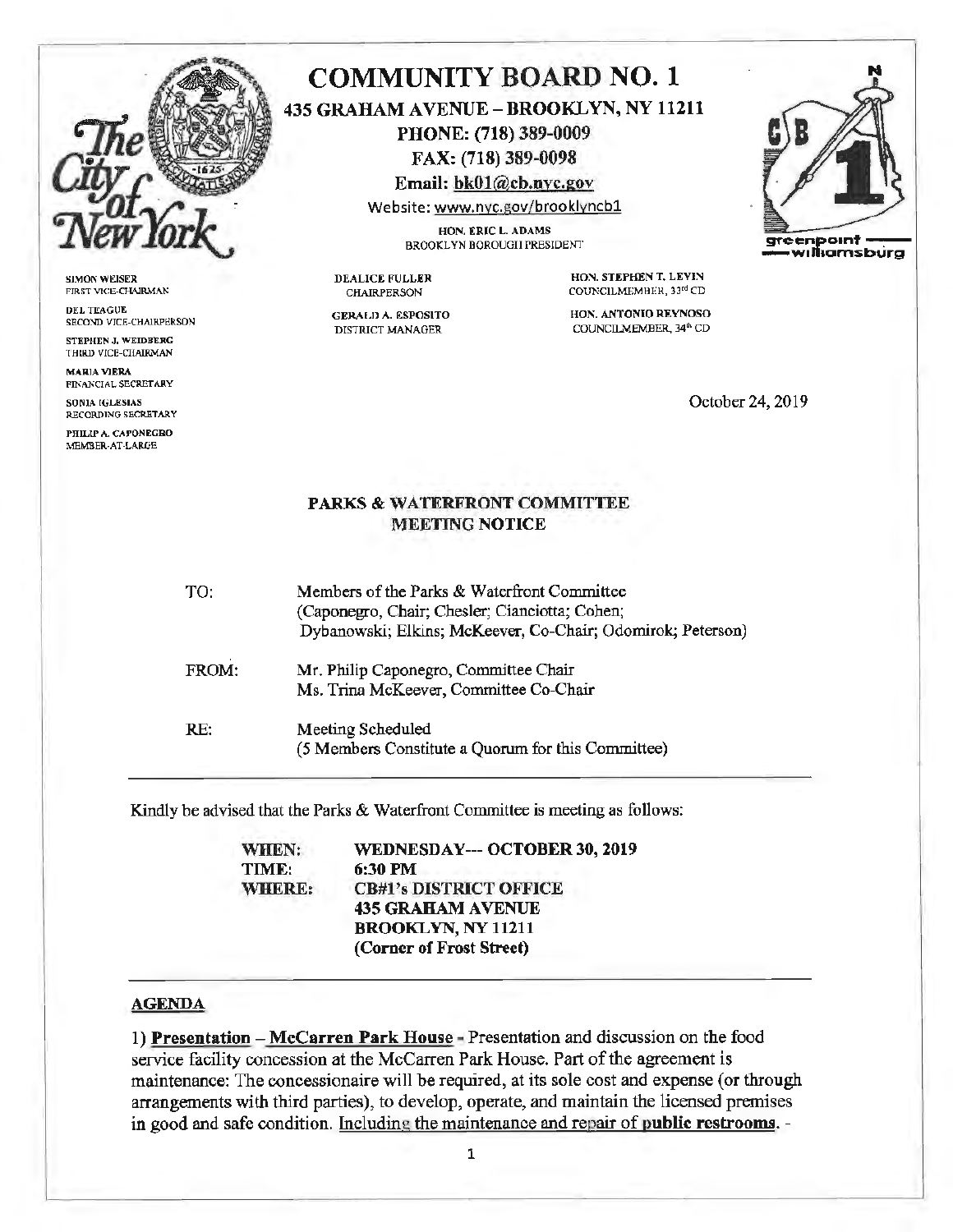# COMMUNITY BOARD NO. 1

**435 GRAHAM AVENUE – BROOKLYN, NY 11211**
**PHONE: (718) 389-0009**
**FAX: (718) 389-0098**
**Email: bk01@cb.nyc.gov**
Website: www.nyc.gov/brooklyncb1

HON. ERIC L. ADAMS
BROOKLYN BOROUGH PRESIDENT

DEALICE FULLER
CHAIRPERSON

GERALD A. ESPOSITO
DISTRICT MANAGER

HON. STEPHEN T. LEVIN
COUNCILMEMBER, 33rd CD

HON. ANTONIO REYNOSO
COUNCILMEMBER, 34th CD

SIMON WEISER
FIRST VICE-CHAIRMAN

DEL TEAGUE
SECOND VICE-CHAIRPERSON

STEPHEN J. WEIDBERG
THIRD VICE-CHAIRMAN

MARIA VIERA
FINANCIAL SECRETARY

SONIA IGLESIAS
RECORDING SECRETARY

PHILIP A. CAPONEGRO
MEMBER-AT-LARGE

greenpoint — williamsburg

October 24, 2019

## PARKS & WATERFRONT COMMITTEE MEETING NOTICE

TO: Members of the Parks & Waterfront Committee (Caponegro, Chair; Chesler; Cianciotta; Cohen; Dybanowski; Elkins; McKeever, Co-Chair; Odomirok; Peterson)

FROM: Mr. Philip Caponegro, Committee Chair
Ms. Trina McKeever, Committee Co-Chair

RE: Meeting Scheduled
(5 Members Constitute a Quorum for this Committee)

---

Kindly be advised that the Parks & Waterfront Committee is meeting as follows:

**WHEN:** **WEDNESDAY--- OCTOBER 30, 2019**
**TIME:** **6:30 PM**
**WHERE:** **CB#1's DISTRICT OFFICE**
**435 GRAHAM AVENUE**
**BROOKLYN, NY 11211**
**(Corner of Frost Street)**

---

### AGENDA

1) **Presentation** – **McCarren Park House** - Presentation and discussion on the food service facility concession at the McCarren Park House. Part of the agreement is maintenance: The concessionaire will be required, at its sole cost and expense (or through arrangements with third parties), to develop, operate, and maintain the licensed premises in good and safe condition. Including the maintenance and repair of **public restrooms**. -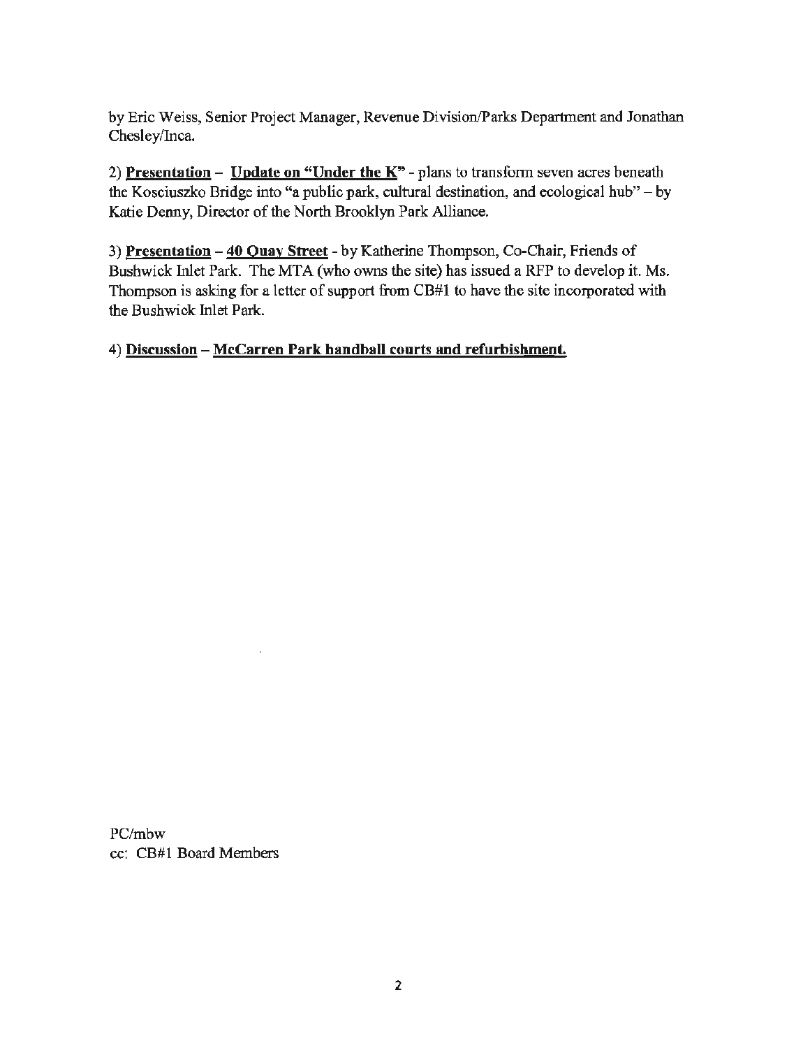by Eric Weiss, Senior Project Manager, Revenue Division/Parks Department and Jonathan Chesley/Inca.

2) **Presentation** – **Update on "Under the K"** - plans to transform seven acres beneath the Kosciuszko Bridge into "a public park, cultural destination, and ecological hub" – by Katie Denny, Director of the North Brooklyn Park Alliance.

3) **Presentation** – **40 Quay Street** - by Katherine Thompson, Co-Chair, Friends of Bushwick Inlet Park. The MTA (who owns the site) has issued a RFP to develop it. Ms. Thompson is asking for a letter of support from CB#1 to have the site incorporated with the Bushwick Inlet Park.

4) **Discussion** – **McCarren Park handball courts and refurbishment.**

PC/mbw
cc: CB#1 Board Members